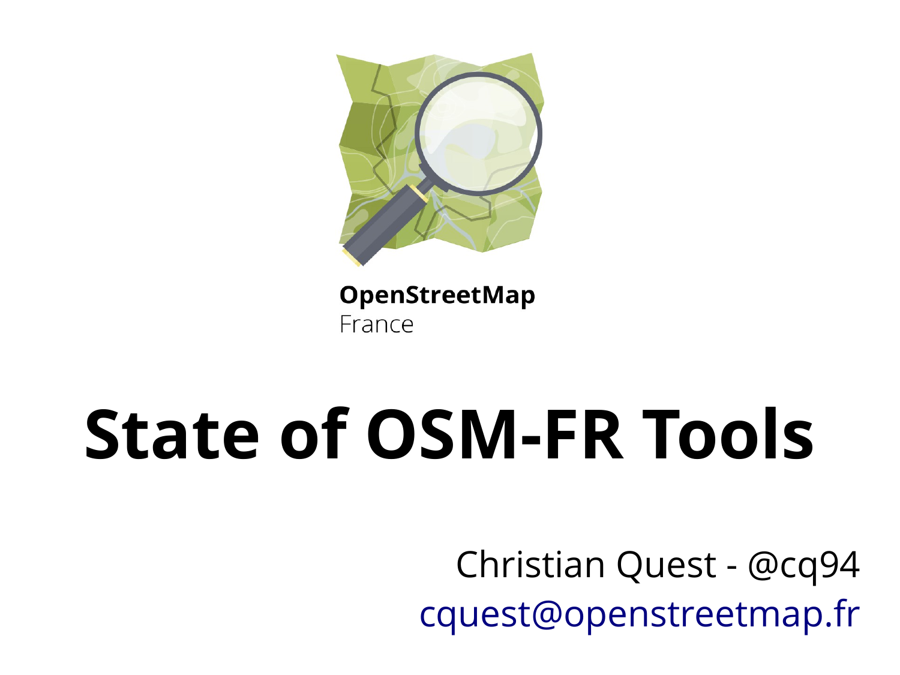OpenStreetMap
France

# State of OSM-FR Tools

Christian Quest - @cq94
cquest@openstreetmap.fr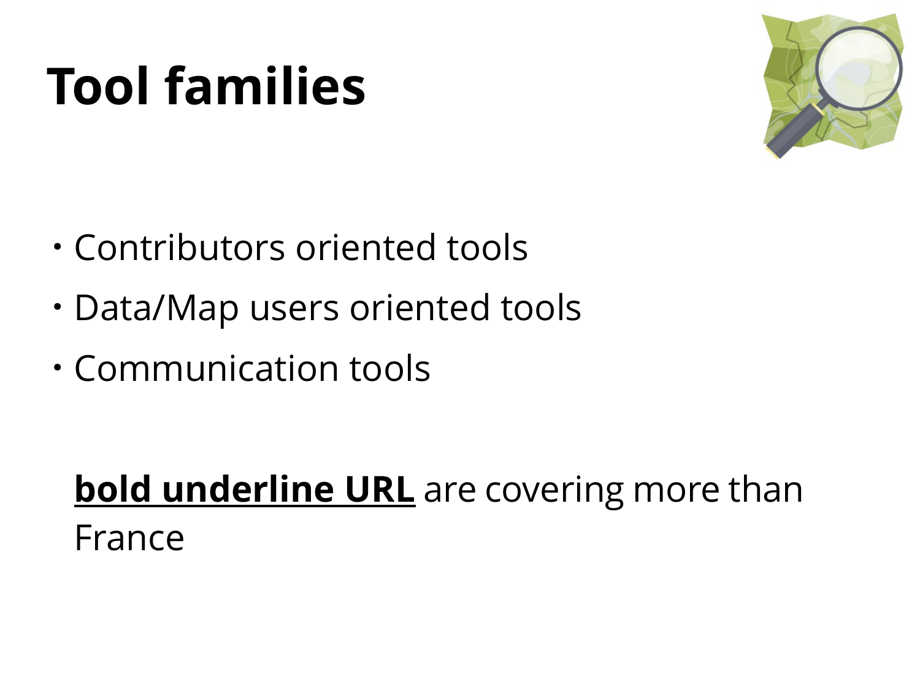# Tool families

- Contributors oriented tools
- Data/Map users oriented tools
- Communication tools

**<u>bold underline URL</u>** are covering more than France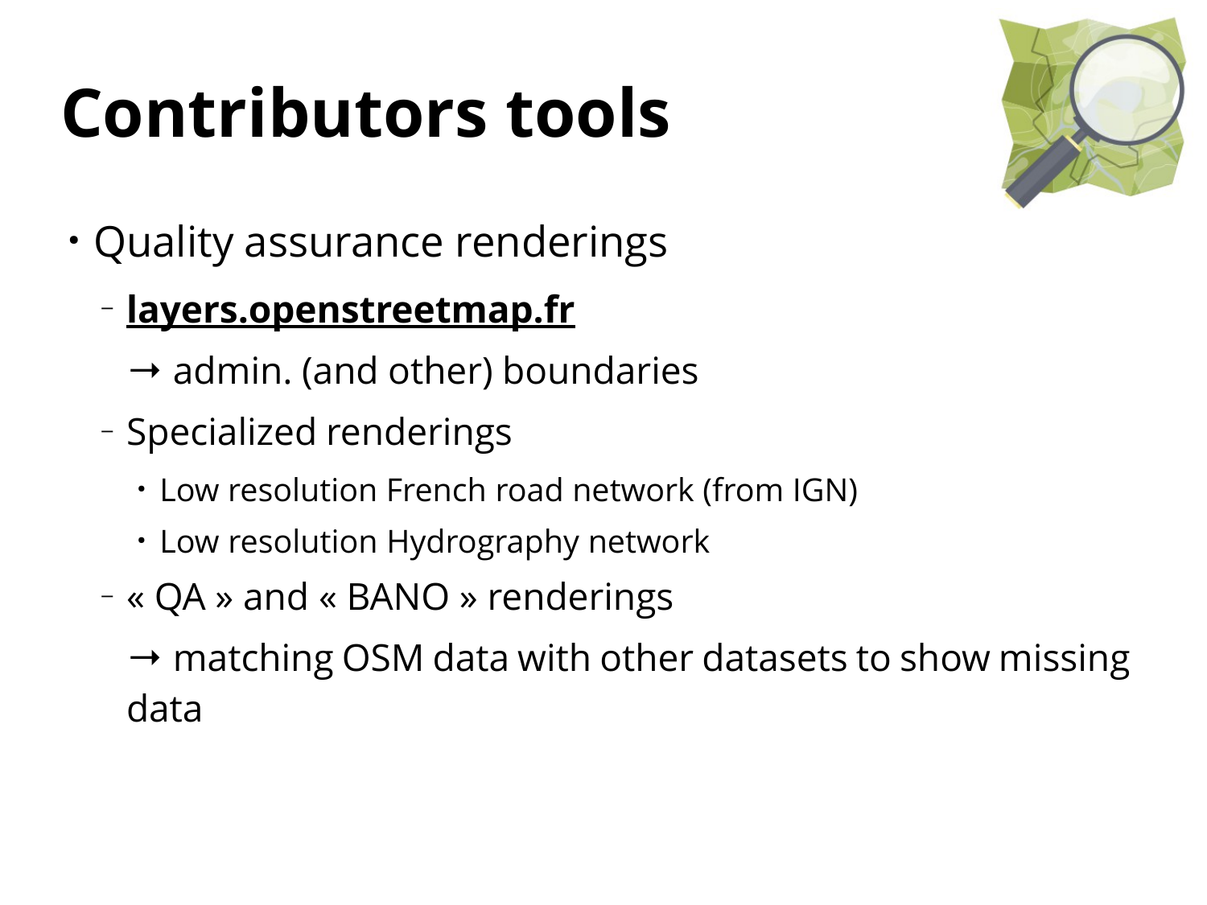# Contributors tools

- Quality assurance renderings
  - **layers.openstreetmap.fr**

    → admin. (and other) boundaries
  - Specialized renderings
    - Low resolution French road network (from IGN)
    - Low resolution Hydrography network
  - « QA » and « BANO » renderings

    → matching OSM data with other datasets to show missing data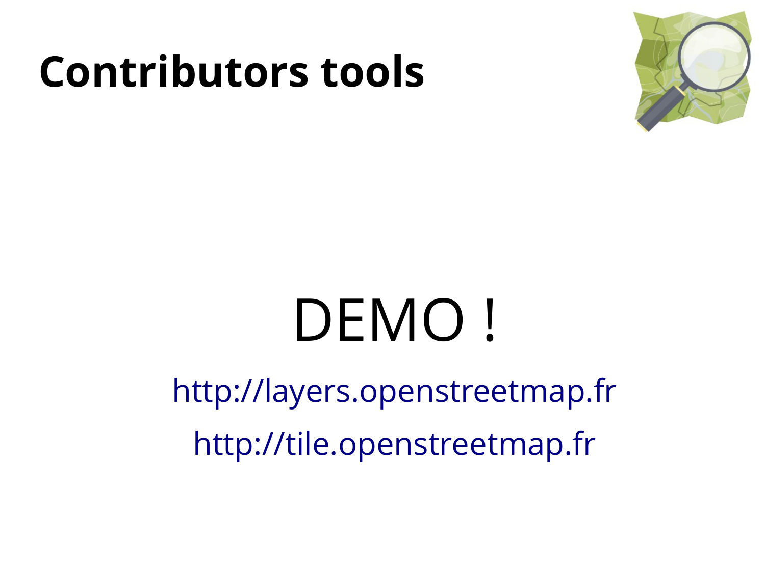# Contributors tools

DEMO !

http://layers.openstreetmap.fr

http://tile.openstreetmap.fr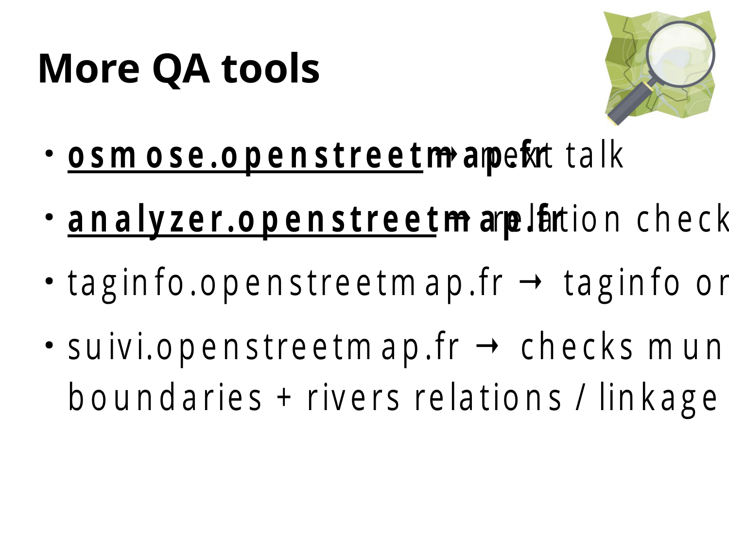# More QA tools

- **osmose.openstreetmap.fr** → next talk
- **analyzer.openstreetmap.fr** → relation check
- taginfo.openstreetmap.fr → taginfo or
- suivi.openstreetmap.fr → checks mun boundaries + rivers relations / linkage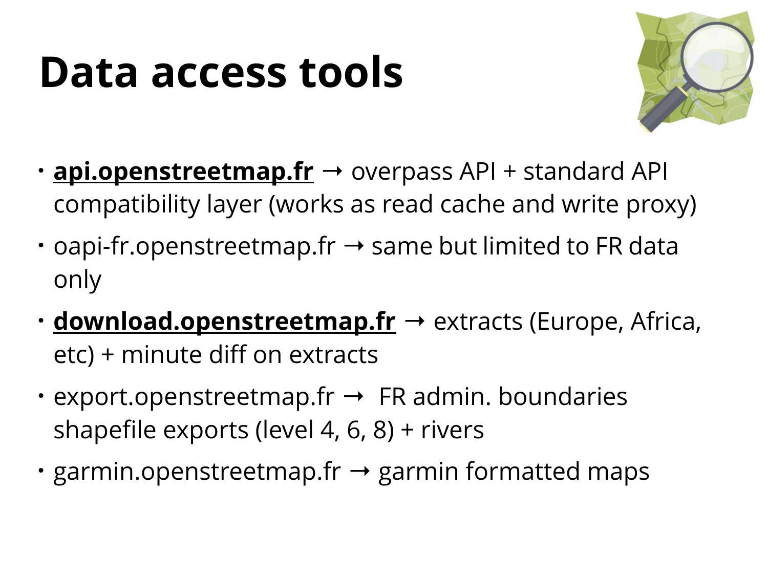# Data access tools

- **api.openstreetmap.fr** → overpass API + standard API compatibility layer (works as read cache and write proxy)
- oapi-fr.openstreetmap.fr → same but limited to FR data only
- **download.openstreetmap.fr** → extracts (Europe, Africa, etc) + minute diff on extracts
- export.openstreetmap.fr → FR admin. boundaries shapefile exports (level 4, 6, 8) + rivers
- garmin.openstreetmap.fr → garmin formatted maps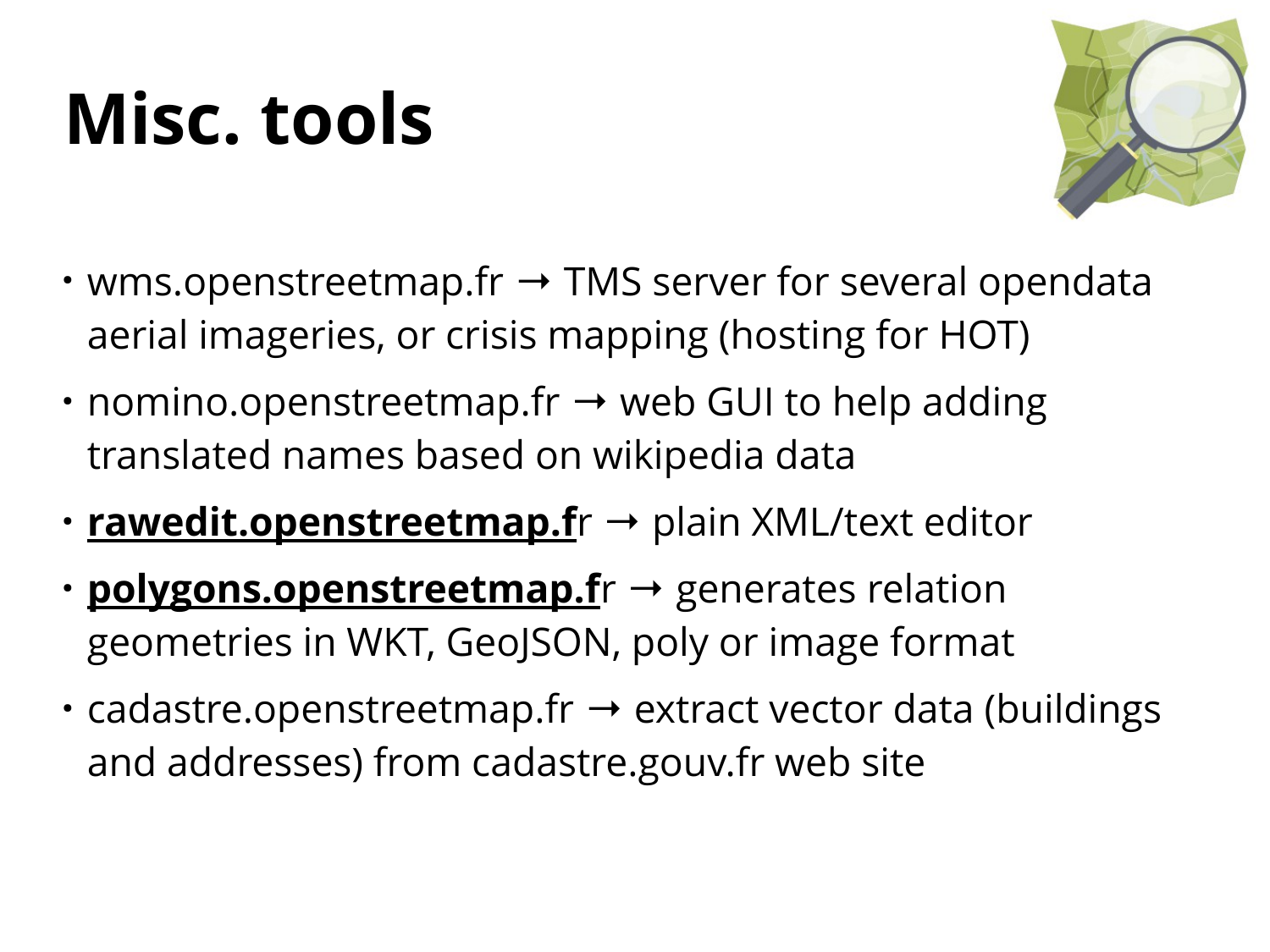# Misc. tools

- wms.openstreetmap.fr → TMS server for several opendata aerial imageries, or crisis mapping (hosting for HOT)
- nomino.openstreetmap.fr → web GUI to help adding translated names based on wikipedia data
- **rawedit.openstreetmap.f**r → plain XML/text editor
- **polygons.openstreetmap.f**r → generates relation geometries in WKT, GeoJSON, poly or image format
- cadastre.openstreetmap.fr → extract vector data (buildings and addresses) from cadastre.gouv.fr web site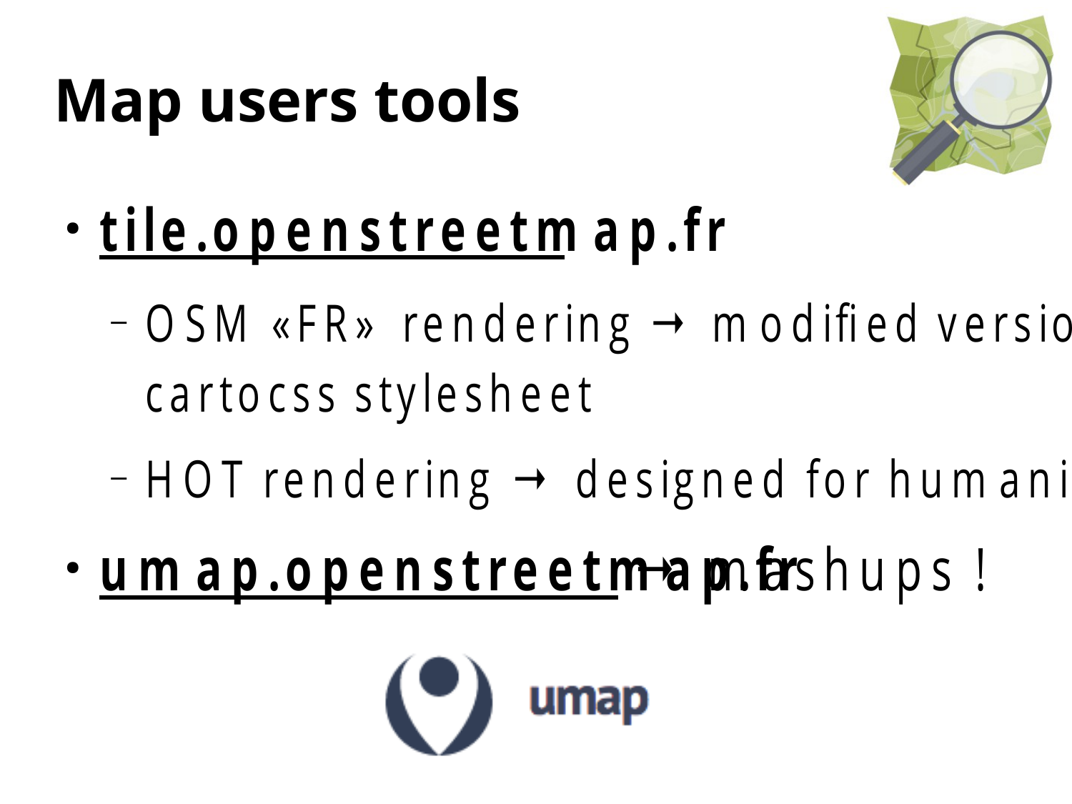# Map users tools

- **tile.openstreetmap.fr**
  - OSM «FR» rendering → modified versio cartocss stylesheet
  - HOT rendering → designed for humani
- **umap.openstreetmap.fr** → mashups !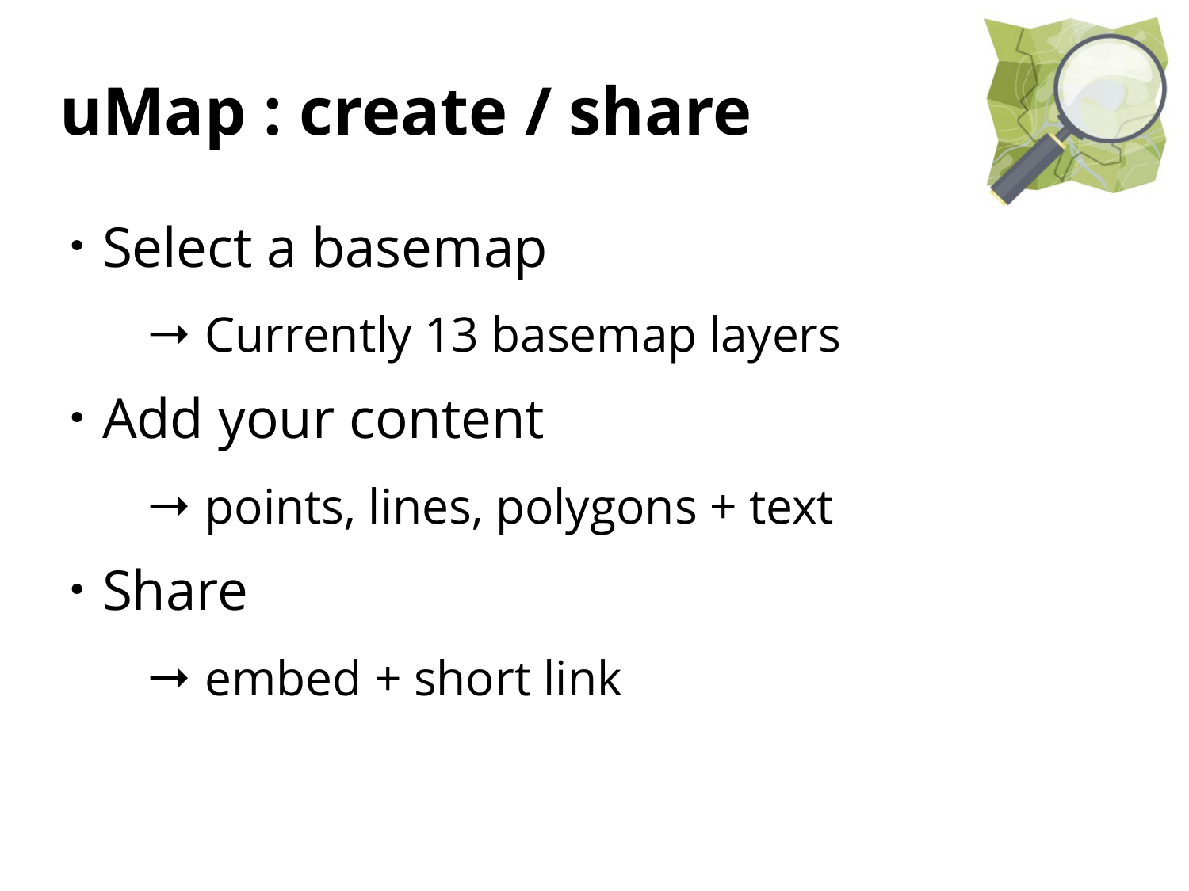# uMap : create / share

- Select a basemap
  - → Currently 13 basemap layers
- Add your content
  - → points, lines, polygons + text
- Share
  - → embed + short link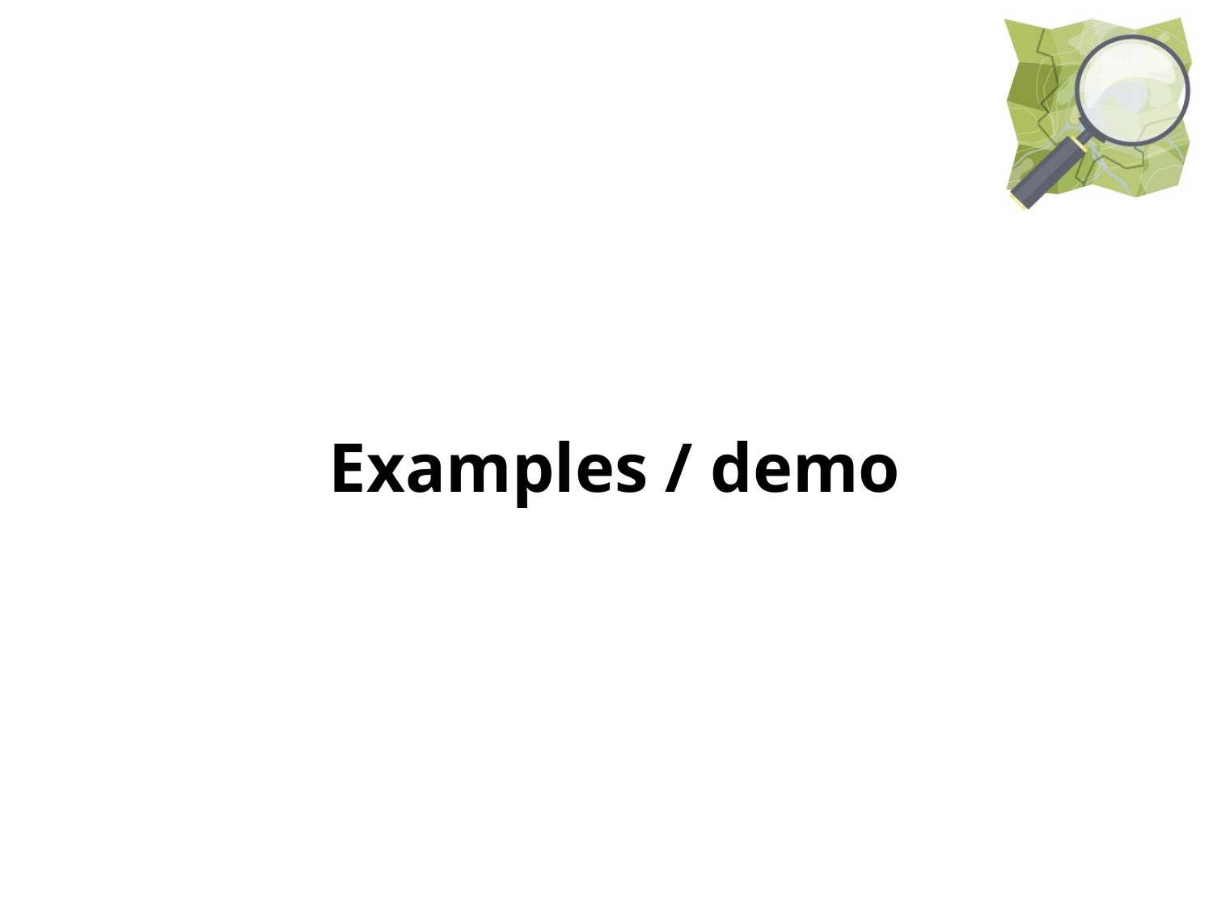# Examples / demo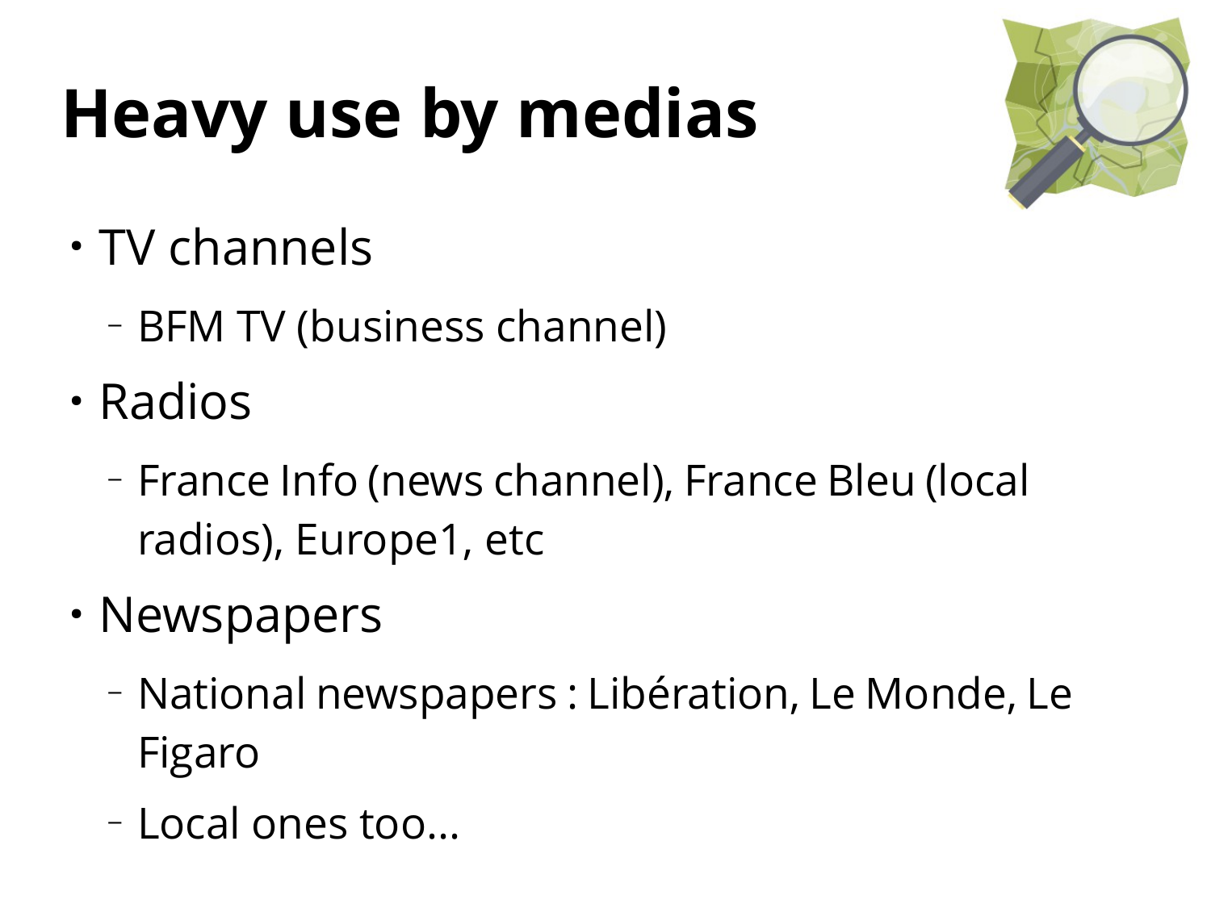# Heavy use by medias

- TV channels
  - BFM TV (business channel)
- Radios
  - France Info (news channel), France Bleu (local radios), Europe1, etc
- Newspapers
  - National newspapers : Libération, Le Monde, Le Figaro
  - Local ones too...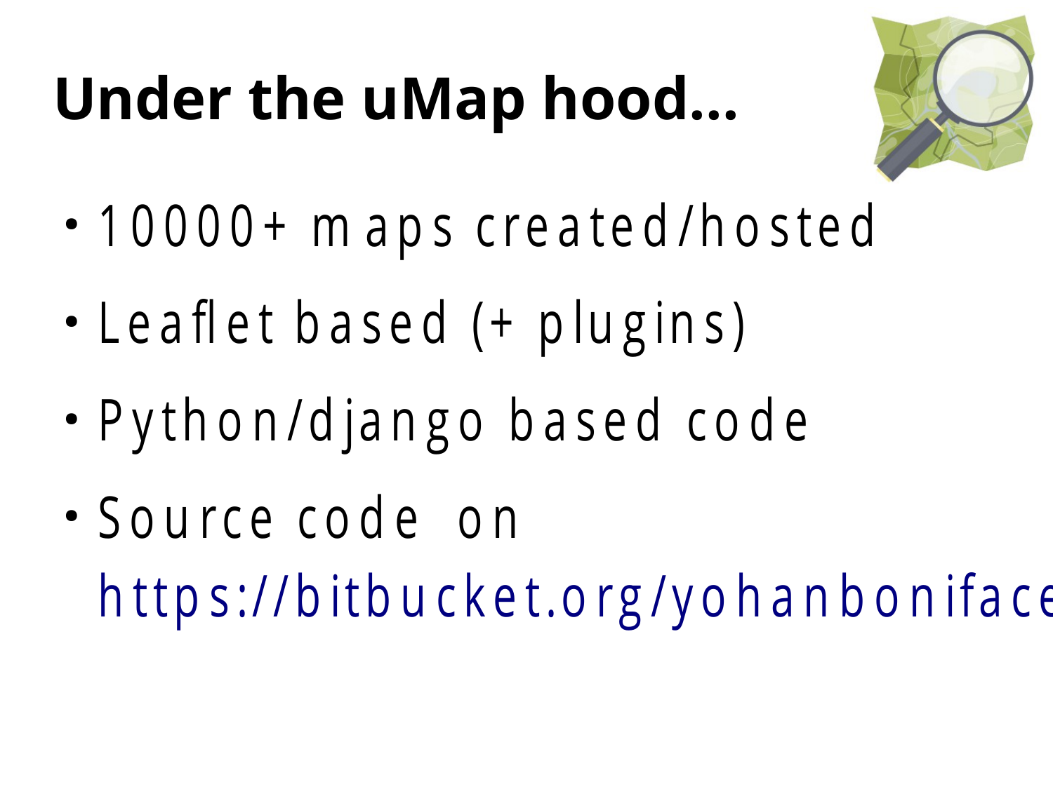# Under the uMap hood...

- 10000+ maps created/hosted
- Leaflet based (+ plugins)
- Python/django based code
- Source code on https://bitbucket.org/yohanboniface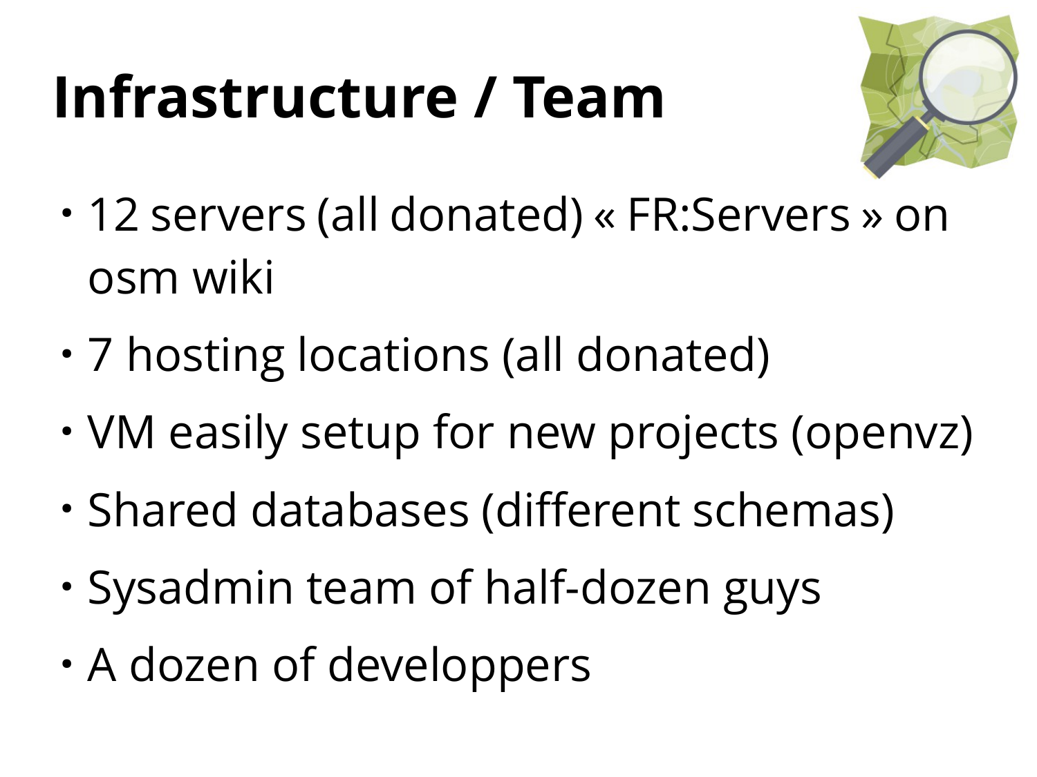# Infrastructure / Team

- 12 servers (all donated) « FR:Servers » on osm wiki
- 7 hosting locations (all donated)
- VM easily setup for new projects (openvz)
- Shared databases (different schemas)
- Sysadmin team of half-dozen guys
- A dozen of developpers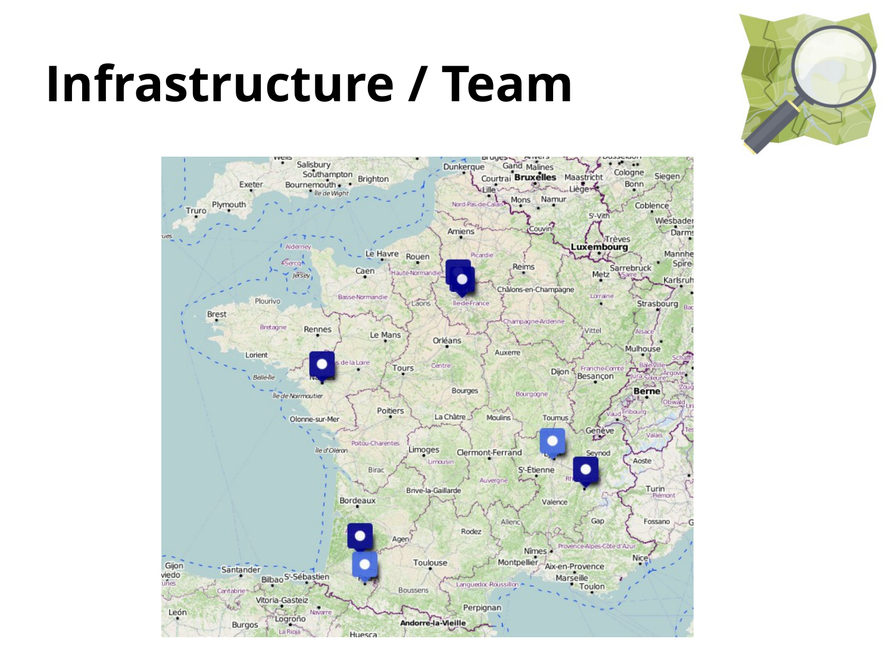# Infrastructure / Team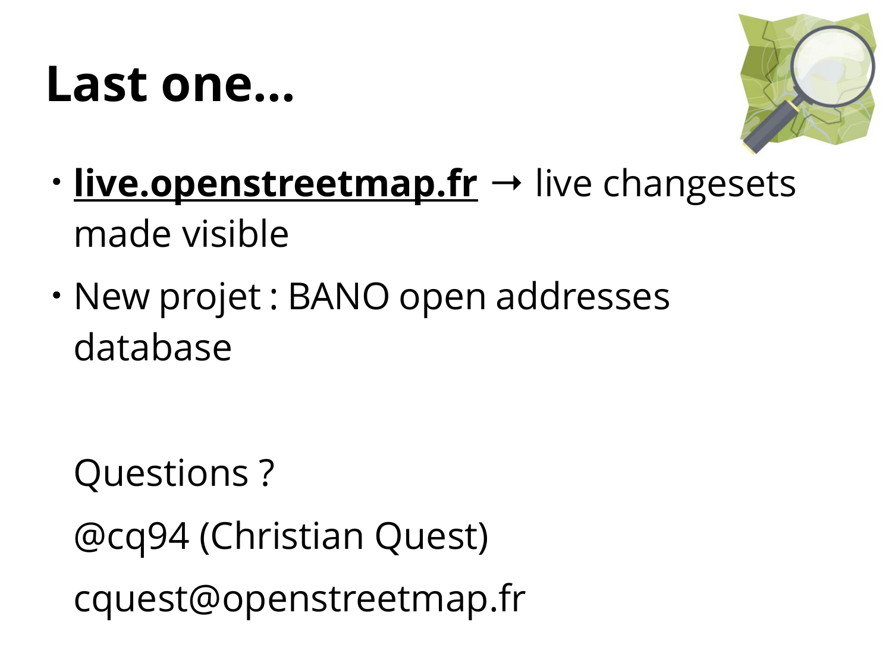# Last one...

- **live.openstreetmap.fr** → live changesets made visible
- New projet : BANO open addresses database

Questions ?

@cq94 (Christian Quest)

cquest@openstreetmap.fr